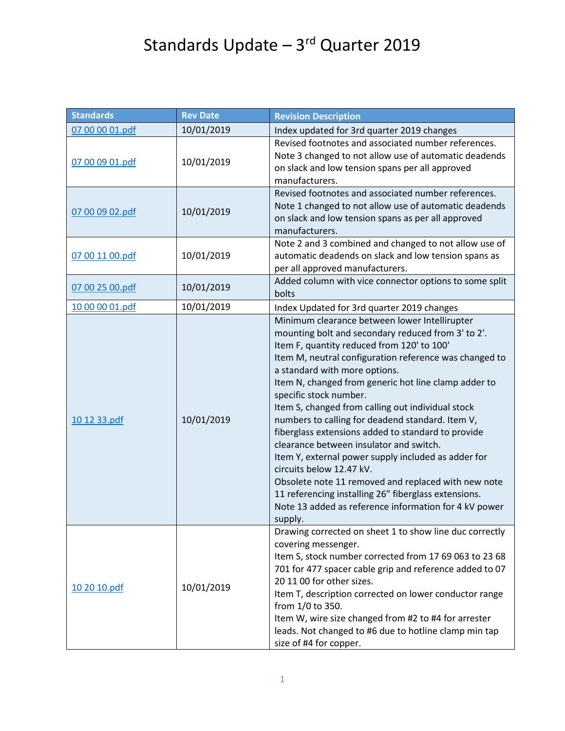# Standards Update – 3rd Quarter 2019

| Standards | Rev Date | Revision Description |
|---|---|---|
| 07 00 00 01.pdf | 10/01/2019 | Index updated for 3rd quarter 2019 changes |
| 07 00 09 01.pdf | 10/01/2019 | Revised footnotes and associated number references. Note 3 changed to not allow use of automatic deadends on slack and low tension spans per all approved manufacturers. |
| 07 00 09 02.pdf | 10/01/2019 | Revised footnotes and associated number references. Note 1 changed to not allow use of automatic deadends on slack and low tension spans as per all approved manufacturers. |
| 07 00 11 00.pdf | 10/01/2019 | Note 2 and 3 combined and changed to not allow use of automatic deadends on slack and low tension spans as per all approved manufacturers. |
| 07 00 25 00.pdf | 10/01/2019 | Added column with vice connector options to some split bolts |
| 10 00 00 01.pdf | 10/01/2019 | Index Updated for 3rd quarter 2019 changes |
| 10 12 33.pdf | 10/01/2019 | Minimum clearance between lower Intellirupter mounting bolt and secondary reduced from 3' to 2'. Item F, quantity reduced from 120' to 100' Item M, neutral configuration reference was changed to a standard with more options. Item N, changed from generic hot line clamp adder to specific stock number. Item S, changed from calling out individual stock numbers to calling for deadend standard. Item V, fiberglass extensions added to standard to provide clearance between insulator and switch. Item Y, external power supply included as adder for circuits below 12.47 kV. Obsolete note 11 removed and replaced with new note 11 referencing installing 26" fiberglass extensions. Note 13 added as reference information for 4 kV power supply. |
| 10 20 10.pdf | 10/01/2019 | Drawing corrected on sheet 1 to show line duc correctly covering messenger. Item S, stock number corrected from 17 69 063 to 23 68 701 for 477 spacer cable grip and reference added to 07 20 11 00 for other sizes. Item T, description corrected on lower conductor range from 1/0 to 350. Item W, wire size changed from #2 to #4 for arrester leads. Not changed to #6 due to hotline clamp min tap size of #4 for copper. |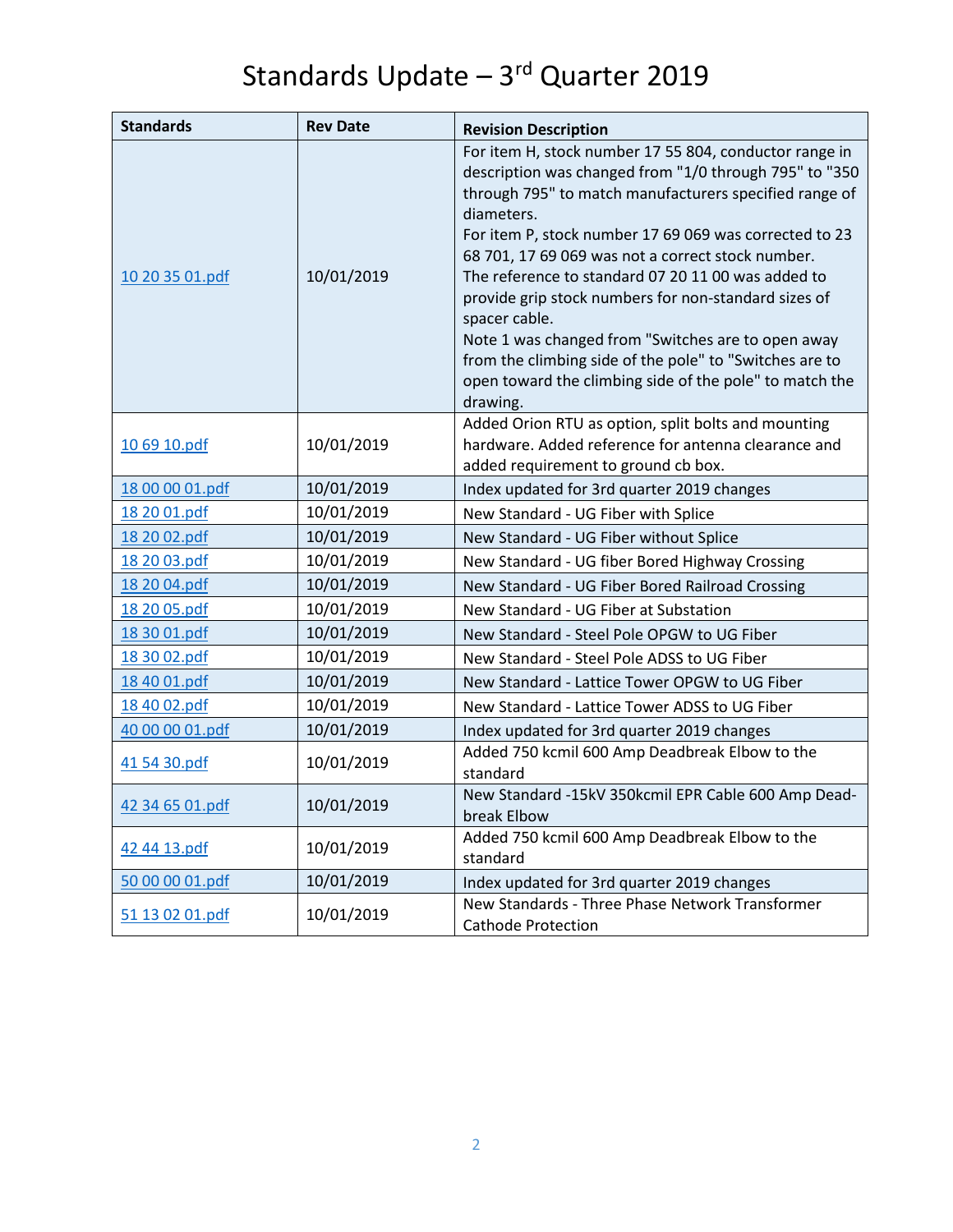# Standards Update – 3rd Quarter 2019

| Standards | Rev Date | Revision Description |
|---|---|---|
| 10 20 35 01.pdf | 10/01/2019 | For item H, stock number 17 55 804, conductor range in description was changed from "1/0 through 795" to "350 through 795" to match manufacturers specified range of diameters.<br>For item P, stock number 17 69 069 was corrected to 23 68 701, 17 69 069 was not a correct stock number.<br>The reference to standard 07 20 11 00 was added to provide grip stock numbers for non-standard sizes of spacer cable.<br>Note 1 was changed from "Switches are to open away from the climbing side of the pole" to "Switches are to open toward the climbing side of the pole" to match the drawing. |
| 10 69 10.pdf | 10/01/2019 | Added Orion RTU as option, split bolts and mounting hardware. Added reference for antenna clearance and added requirement to ground cb box. |
| 18 00 00 01.pdf | 10/01/2019 | Index updated for 3rd quarter 2019 changes |
| 18 20 01.pdf | 10/01/2019 | New Standard - UG Fiber with Splice |
| 18 20 02.pdf | 10/01/2019 | New Standard - UG Fiber without Splice |
| 18 20 03.pdf | 10/01/2019 | New Standard - UG fiber Bored Highway Crossing |
| 18 20 04.pdf | 10/01/2019 | New Standard - UG Fiber Bored Railroad Crossing |
| 18 20 05.pdf | 10/01/2019 | New Standard - UG Fiber at Substation |
| 18 30 01.pdf | 10/01/2019 | New Standard - Steel Pole OPGW to UG Fiber |
| 18 30 02.pdf | 10/01/2019 | New Standard - Steel Pole ADSS to UG Fiber |
| 18 40 01.pdf | 10/01/2019 | New Standard - Lattice Tower OPGW to UG Fiber |
| 18 40 02.pdf | 10/01/2019 | New Standard - Lattice Tower ADSS to UG Fiber |
| 40 00 00 01.pdf | 10/01/2019 | Index updated for 3rd quarter 2019 changes |
| 41 54 30.pdf | 10/01/2019 | Added 750 kcmil 600 Amp Deadbreak Elbow to the standard |
| 42 34 65 01.pdf | 10/01/2019 | New Standard -15kV 350kcmil EPR Cable 600 Amp Dead-break Elbow |
| 42 44 13.pdf | 10/01/2019 | Added 750 kcmil 600 Amp Deadbreak Elbow to the standard |
| 50 00 00 01.pdf | 10/01/2019 | Index updated for 3rd quarter 2019 changes |
| 51 13 02 01.pdf | 10/01/2019 | New Standards - Three Phase Network Transformer Cathode Protection |